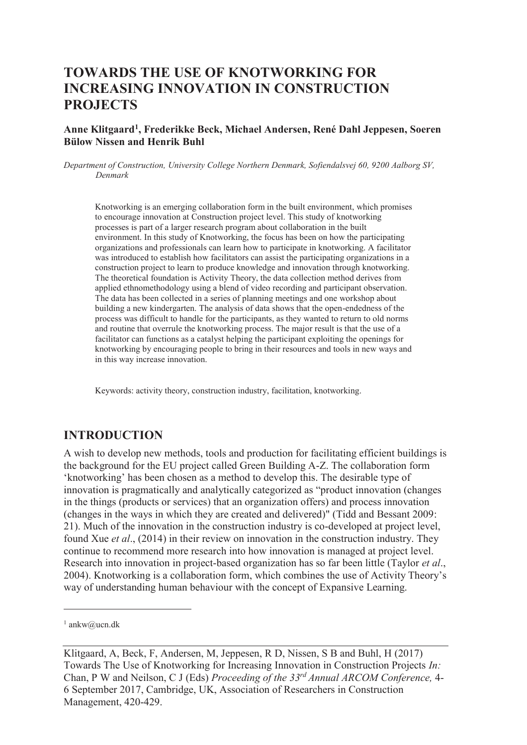# TOWARDS THE USE OF KNOTWORKING FOR INCREASING INNOVATION IN CONSTRUCTION PROJECTS

**Anne Klitgaard[1], Frederikke Beck, Michael Andersen, René Dahl Jeppesen, Soeren Bülow Nissen and Henrik Buhl**

*Department of Construction, University College Northern Denmark, Sofiendalsvej 60, 9200 Aalborg SV, Denmark*

Knotworking is an emerging collaboration form in the built environment, which promises to encourage innovation at Construction project level. This study of knotworking processes is part of a larger research program about collaboration in the built environment. In this study of Knotworking, the focus has been on how the participating organizations and professionals can learn how to participate in knotworking. A facilitator was introduced to establish how facilitators can assist the participating organizations in a construction project to learn to produce knowledge and innovation through knotworking. The theoretical foundation is Activity Theory, the data collection method derives from applied ethnomethodology using a blend of video recording and participant observation. The data has been collected in a series of planning meetings and one workshop about building a new kindergarten. The analysis of data shows that the open-endedness of the process was difficult to handle for the participants, as they wanted to return to old norms and routine that overrule the knotworking process. The major result is that the use of a facilitator can functions as a catalyst helping the participant exploiting the openings for knotworking by encouraging people to bring in their resources and tools in new ways and in this way increase innovation.

Keywords: activity theory, construction industry, facilitation, knotworking.

## INTRODUCTION

A wish to develop new methods, tools and production for facilitating efficient buildings is the background for the EU project called Green Building A-Z. The collaboration form 'knotworking' has been chosen as a method to develop this. The desirable type of innovation is pragmatically and analytically categorized as "product innovation (changes in the things (products or services) that an organization offers) and process innovation (changes in the ways in which they are created and delivered)" (Tidd and Bessant 2009: 21). Much of the innovation in the construction industry is co-developed at project level, found Xue *et al*., (2014) in their review on innovation in the construction industry. They continue to recommend more research into how innovation is managed at project level. Research into innovation in project-based organization has so far been little (Taylor *et al*., 2004). Knotworking is a collaboration form, which combines the use of Activity Theory's way of understanding human behaviour with the concept of Expansive Learning.

---

[1] ankw@ucn.dk

Klitgaard, A, Beck, F, Andersen, M, Jeppesen, R D, Nissen, S B and Buhl, H (2017) Towards The Use of Knotworking for Increasing Innovation in Construction Projects *In:* Chan, P W and Neilson, C J (Eds) *Proceeding of the 33rd Annual ARCOM Conference,* 4-6 September 2017, Cambridge, UK, Association of Researchers in Construction Management, 420-429.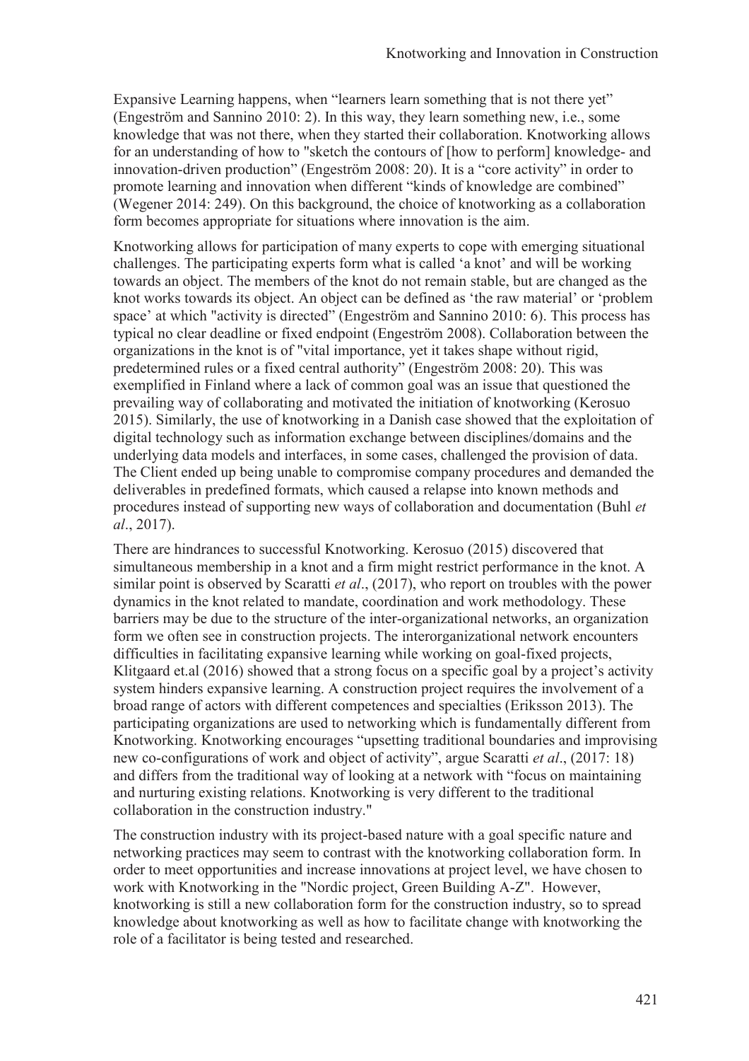Expansive Learning happens, when "learners learn something that is not there yet" (Engeström and Sannino 2010: 2). In this way, they learn something new, i.e., some knowledge that was not there, when they started their collaboration. Knotworking allows for an understanding of how to "sketch the contours of [how to perform] knowledge- and innovation-driven production" (Engeström 2008: 20). It is a "core activity" in order to promote learning and innovation when different "kinds of knowledge are combined" (Wegener 2014: 249). On this background, the choice of knotworking as a collaboration form becomes appropriate for situations where innovation is the aim.

Knotworking allows for participation of many experts to cope with emerging situational challenges. The participating experts form what is called 'a knot' and will be working towards an object. The members of the knot do not remain stable, but are changed as the knot works towards its object. An object can be defined as 'the raw material' or 'problem space' at which "activity is directed" (Engeström and Sannino 2010: 6). This process has typical no clear deadline or fixed endpoint (Engeström 2008). Collaboration between the organizations in the knot is of "vital importance, yet it takes shape without rigid, predetermined rules or a fixed central authority" (Engeström 2008: 20). This was exemplified in Finland where a lack of common goal was an issue that questioned the prevailing way of collaborating and motivated the initiation of knotworking (Kerosuo 2015). Similarly, the use of knotworking in a Danish case showed that the exploitation of digital technology such as information exchange between disciplines/domains and the underlying data models and interfaces, in some cases, challenged the provision of data. The Client ended up being unable to compromise company procedures and demanded the deliverables in predefined formats, which caused a relapse into known methods and procedures instead of supporting new ways of collaboration and documentation (Buhl *et al*., 2017).

There are hindrances to successful Knotworking. Kerosuo (2015) discovered that simultaneous membership in a knot and a firm might restrict performance in the knot. A similar point is observed by Scaratti *et al*., (2017), who report on troubles with the power dynamics in the knot related to mandate, coordination and work methodology. These barriers may be due to the structure of the inter-organizational networks, an organization form we often see in construction projects. The interorganizational network encounters difficulties in facilitating expansive learning while working on goal-fixed projects, Klitgaard et.al (2016) showed that a strong focus on a specific goal by a project's activity system hinders expansive learning. A construction project requires the involvement of a broad range of actors with different competences and specialties (Eriksson 2013). The participating organizations are used to networking which is fundamentally different from Knotworking. Knotworking encourages "upsetting traditional boundaries and improvising new co-configurations of work and object of activity", argue Scaratti *et al*., (2017: 18) and differs from the traditional way of looking at a network with "focus on maintaining and nurturing existing relations. Knotworking is very different to the traditional collaboration in the construction industry."

The construction industry with its project-based nature with a goal specific nature and networking practices may seem to contrast with the knotworking collaboration form. In order to meet opportunities and increase innovations at project level, we have chosen to work with Knotworking in the "Nordic project, Green Building A-Z". However, knotworking is still a new collaboration form for the construction industry, so to spread knowledge about knotworking as well as how to facilitate change with knotworking the role of a facilitator is being tested and researched.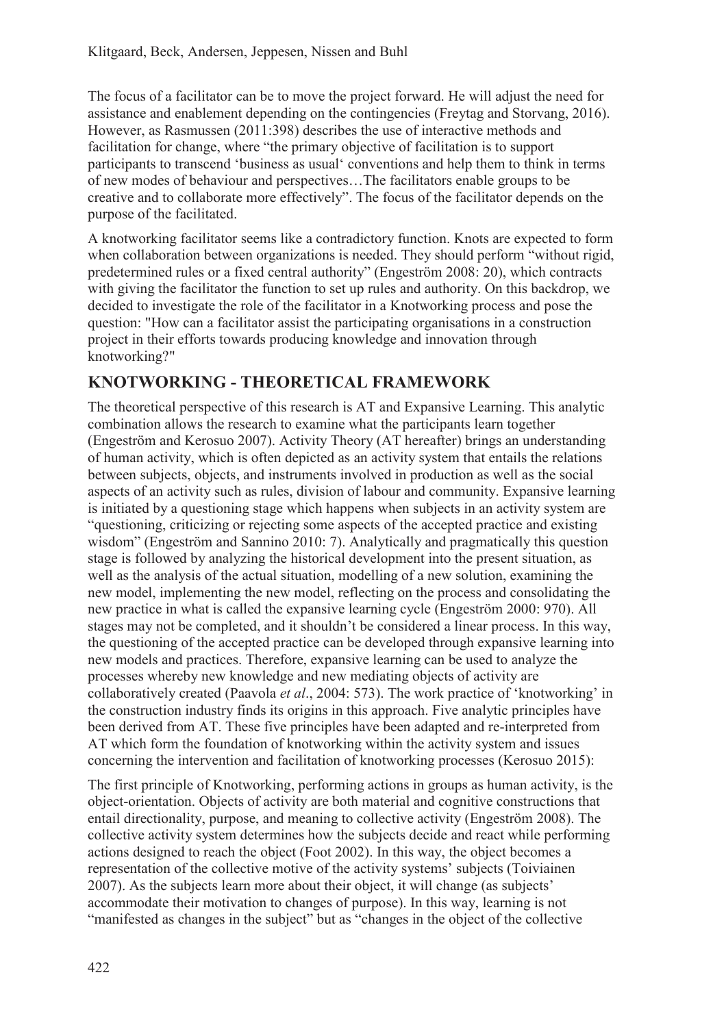The focus of a facilitator can be to move the project forward. He will adjust the need for assistance and enablement depending on the contingencies (Freytag and Storvang, 2016). However, as Rasmussen (2011:398) describes the use of interactive methods and facilitation for change, where "the primary objective of facilitation is to support participants to transcend 'business as usual' conventions and help them to think in terms of new modes of behaviour and perspectives…The facilitators enable groups to be creative and to collaborate more effectively". The focus of the facilitator depends on the purpose of the facilitated.

A knotworking facilitator seems like a contradictory function. Knots are expected to form when collaboration between organizations is needed. They should perform "without rigid, predetermined rules or a fixed central authority" (Engeström 2008: 20), which contracts with giving the facilitator the function to set up rules and authority. On this backdrop, we decided to investigate the role of the facilitator in a Knotworking process and pose the question: "How can a facilitator assist the participating organisations in a construction project in their efforts towards producing knowledge and innovation through knotworking?"

## KNOTWORKING - THEORETICAL FRAMEWORK

The theoretical perspective of this research is AT and Expansive Learning. This analytic combination allows the research to examine what the participants learn together (Engeström and Kerosuo 2007). Activity Theory (AT hereafter) brings an understanding of human activity, which is often depicted as an activity system that entails the relations between subjects, objects, and instruments involved in production as well as the social aspects of an activity such as rules, division of labour and community. Expansive learning is initiated by a questioning stage which happens when subjects in an activity system are "questioning, criticizing or rejecting some aspects of the accepted practice and existing wisdom" (Engeström and Sannino 2010: 7). Analytically and pragmatically this question stage is followed by analyzing the historical development into the present situation, as well as the analysis of the actual situation, modelling of a new solution, examining the new model, implementing the new model, reflecting on the process and consolidating the new practice in what is called the expansive learning cycle (Engeström 2000: 970). All stages may not be completed, and it shouldn't be considered a linear process. In this way, the questioning of the accepted practice can be developed through expansive learning into new models and practices. Therefore, expansive learning can be used to analyze the processes whereby new knowledge and new mediating objects of activity are collaboratively created (Paavola *et al*., 2004: 573). The work practice of 'knotworking' in the construction industry finds its origins in this approach. Five analytic principles have been derived from AT. These five principles have been adapted and re-interpreted from AT which form the foundation of knotworking within the activity system and issues concerning the intervention and facilitation of knotworking processes (Kerosuo 2015):

The first principle of Knotworking, performing actions in groups as human activity, is the object-orientation. Objects of activity are both material and cognitive constructions that entail directionality, purpose, and meaning to collective activity (Engeström 2008). The collective activity system determines how the subjects decide and react while performing actions designed to reach the object (Foot 2002). In this way, the object becomes a representation of the collective motive of the activity systems' subjects (Toiviainen 2007). As the subjects learn more about their object, it will change (as subjects' accommodate their motivation to changes of purpose). In this way, learning is not "manifested as changes in the subject" but as "changes in the object of the collective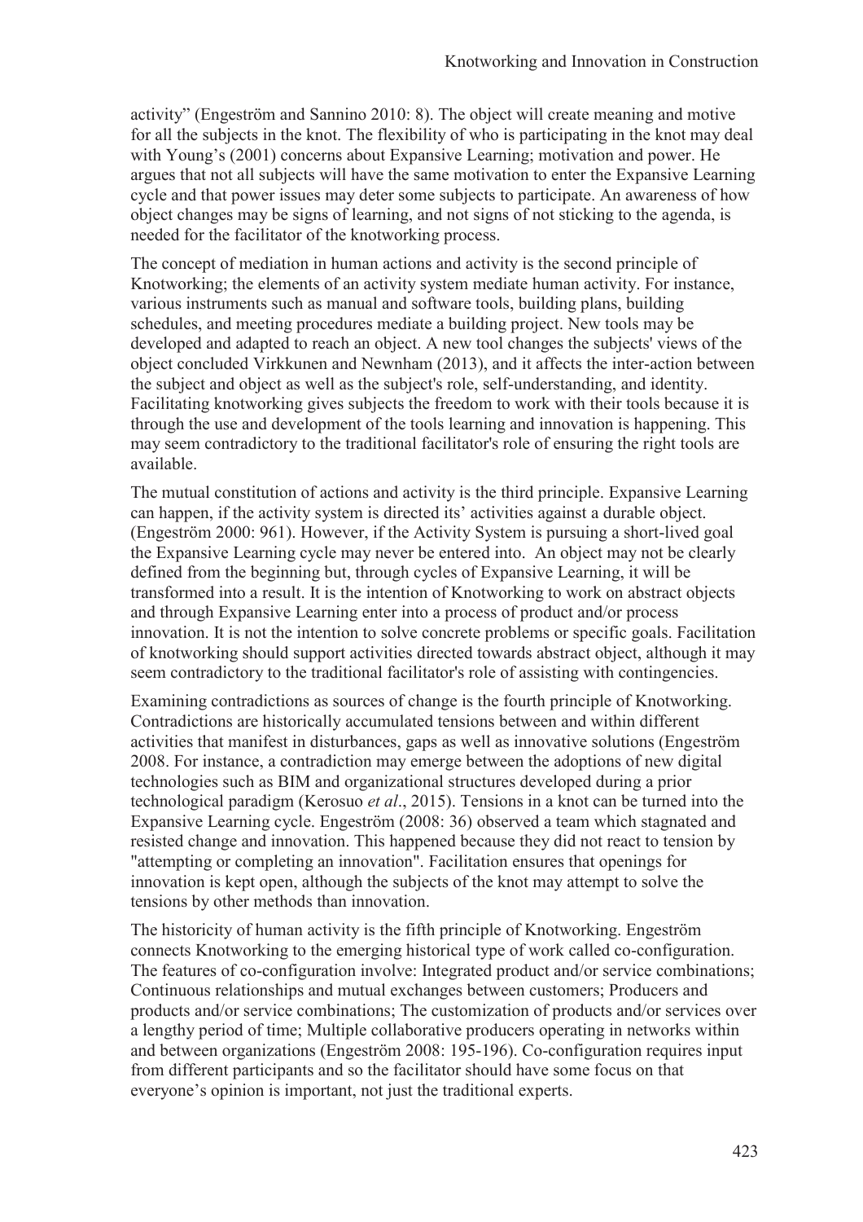activity" (Engeström and Sannino 2010: 8). The object will create meaning and motive for all the subjects in the knot. The flexibility of who is participating in the knot may deal with Young's (2001) concerns about Expansive Learning; motivation and power. He argues that not all subjects will have the same motivation to enter the Expansive Learning cycle and that power issues may deter some subjects to participate. An awareness of how object changes may be signs of learning, and not signs of not sticking to the agenda, is needed for the facilitator of the knotworking process.

The concept of mediation in human actions and activity is the second principle of Knotworking; the elements of an activity system mediate human activity. For instance, various instruments such as manual and software tools, building plans, building schedules, and meeting procedures mediate a building project. New tools may be developed and adapted to reach an object. A new tool changes the subjects' views of the object concluded Virkkunen and Newnham (2013), and it affects the inter-action between the subject and object as well as the subject's role, self-understanding, and identity. Facilitating knotworking gives subjects the freedom to work with their tools because it is through the use and development of the tools learning and innovation is happening. This may seem contradictory to the traditional facilitator's role of ensuring the right tools are available.

The mutual constitution of actions and activity is the third principle. Expansive Learning can happen, if the activity system is directed its' activities against a durable object. (Engeström 2000: 961). However, if the Activity System is pursuing a short-lived goal the Expansive Learning cycle may never be entered into. An object may not be clearly defined from the beginning but, through cycles of Expansive Learning, it will be transformed into a result. It is the intention of Knotworking to work on abstract objects and through Expansive Learning enter into a process of product and/or process innovation. It is not the intention to solve concrete problems or specific goals. Facilitation of knotworking should support activities directed towards abstract object, although it may seem contradictory to the traditional facilitator's role of assisting with contingencies.

Examining contradictions as sources of change is the fourth principle of Knotworking. Contradictions are historically accumulated tensions between and within different activities that manifest in disturbances, gaps as well as innovative solutions (Engeström 2008. For instance, a contradiction may emerge between the adoptions of new digital technologies such as BIM and organizational structures developed during a prior technological paradigm (Kerosuo *et al*., 2015). Tensions in a knot can be turned into the Expansive Learning cycle. Engeström (2008: 36) observed a team which stagnated and resisted change and innovation. This happened because they did not react to tension by "attempting or completing an innovation". Facilitation ensures that openings for innovation is kept open, although the subjects of the knot may attempt to solve the tensions by other methods than innovation.

The historicity of human activity is the fifth principle of Knotworking. Engeström connects Knotworking to the emerging historical type of work called co-configuration. The features of co-configuration involve: Integrated product and/or service combinations; Continuous relationships and mutual exchanges between customers; Producers and products and/or service combinations; The customization of products and/or services over a lengthy period of time; Multiple collaborative producers operating in networks within and between organizations (Engeström 2008: 195-196). Co-configuration requires input from different participants and so the facilitator should have some focus on that everyone's opinion is important, not just the traditional experts.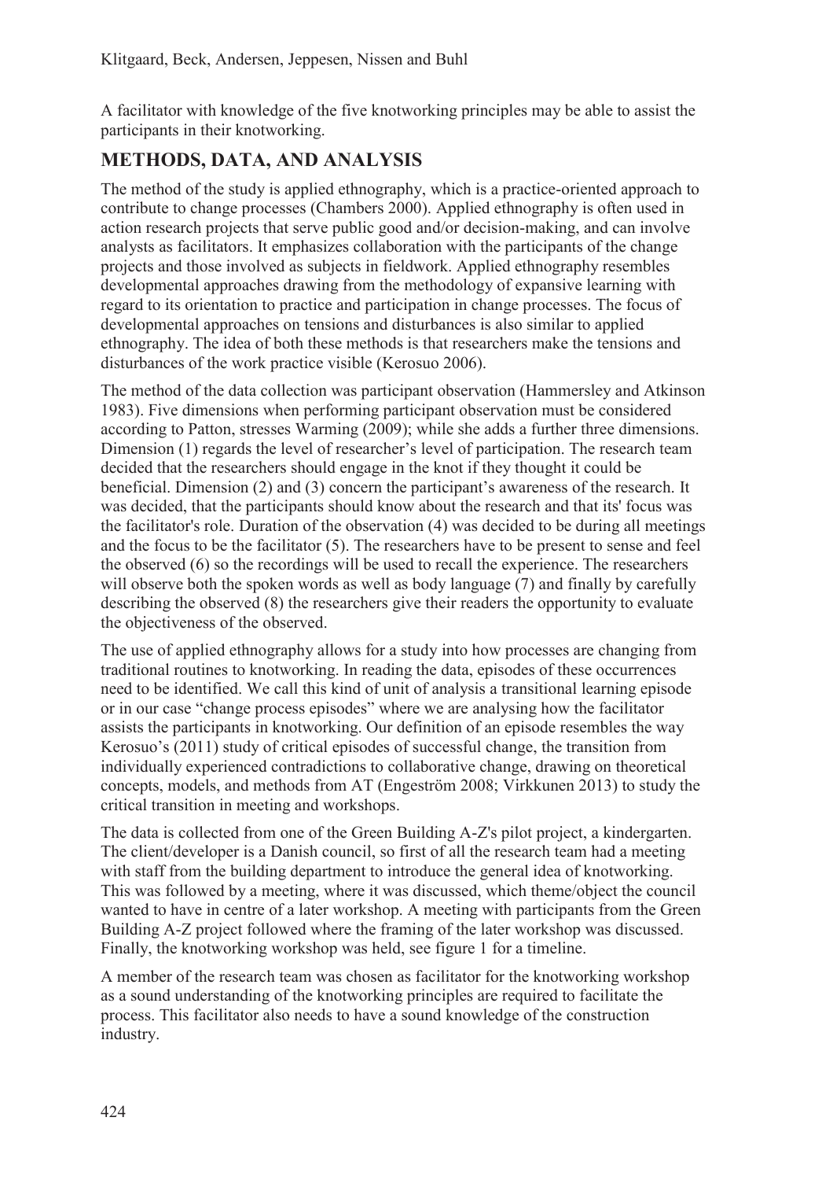A facilitator with knowledge of the five knotworking principles may be able to assist the participants in their knotworking.

## METHODS, DATA, AND ANALYSIS

The method of the study is applied ethnography, which is a practice-oriented approach to contribute to change processes (Chambers 2000). Applied ethnography is often used in action research projects that serve public good and/or decision-making, and can involve analysts as facilitators. It emphasizes collaboration with the participants of the change projects and those involved as subjects in fieldwork. Applied ethnography resembles developmental approaches drawing from the methodology of expansive learning with regard to its orientation to practice and participation in change processes. The focus of developmental approaches on tensions and disturbances is also similar to applied ethnography. The idea of both these methods is that researchers make the tensions and disturbances of the work practice visible (Kerosuo 2006).

The method of the data collection was participant observation (Hammersley and Atkinson 1983). Five dimensions when performing participant observation must be considered according to Patton, stresses Warming (2009); while she adds a further three dimensions. Dimension (1) regards the level of researcher's level of participation. The research team decided that the researchers should engage in the knot if they thought it could be beneficial. Dimension (2) and (3) concern the participant's awareness of the research. It was decided, that the participants should know about the research and that its' focus was the facilitator's role. Duration of the observation (4) was decided to be during all meetings and the focus to be the facilitator (5). The researchers have to be present to sense and feel the observed (6) so the recordings will be used to recall the experience. The researchers will observe both the spoken words as well as body language (7) and finally by carefully describing the observed (8) the researchers give their readers the opportunity to evaluate the objectiveness of the observed.

The use of applied ethnography allows for a study into how processes are changing from traditional routines to knotworking. In reading the data, episodes of these occurrences need to be identified. We call this kind of unit of analysis a transitional learning episode or in our case "change process episodes" where we are analysing how the facilitator assists the participants in knotworking. Our definition of an episode resembles the way Kerosuo's (2011) study of critical episodes of successful change, the transition from individually experienced contradictions to collaborative change, drawing on theoretical concepts, models, and methods from AT (Engeström 2008; Virkkunen 2013) to study the critical transition in meeting and workshops.

The data is collected from one of the Green Building A-Z's pilot project, a kindergarten. The client/developer is a Danish council, so first of all the research team had a meeting with staff from the building department to introduce the general idea of knotworking. This was followed by a meeting, where it was discussed, which theme/object the council wanted to have in centre of a later workshop. A meeting with participants from the Green Building A-Z project followed where the framing of the later workshop was discussed. Finally, the knotworking workshop was held, see figure 1 for a timeline.

A member of the research team was chosen as facilitator for the knotworking workshop as a sound understanding of the knotworking principles are required to facilitate the process. This facilitator also needs to have a sound knowledge of the construction industry.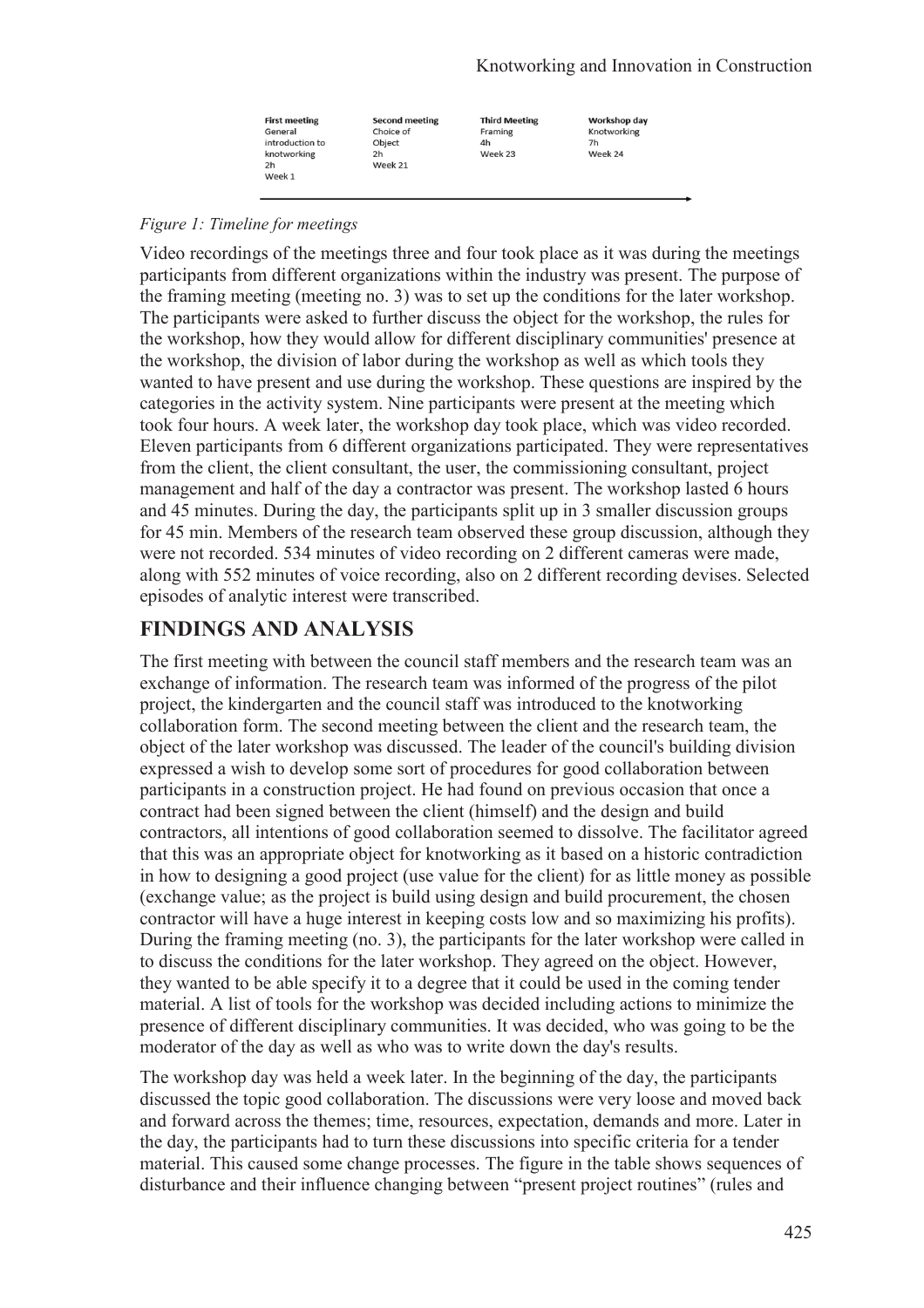| First meeting | Second meeting | Third Meeting | Workshop day |
| --- | --- | --- | --- |
| General introduction to knotworking | Choice of Object | Framing | Knotworking |
| 2h | 2h | 4h | 7h |
| Week 1 | Week 21 | Week 23 | Week 24 |

*Figure 1: Timeline for meetings*

Video recordings of the meetings three and four took place as it was during the meetings participants from different organizations within the industry was present. The purpose of the framing meeting (meeting no. 3) was to set up the conditions for the later workshop. The participants were asked to further discuss the object for the workshop, the rules for the workshop, how they would allow for different disciplinary communities' presence at the workshop, the division of labor during the workshop as well as which tools they wanted to have present and use during the workshop. These questions are inspired by the categories in the activity system. Nine participants were present at the meeting which took four hours. A week later, the workshop day took place, which was video recorded. Eleven participants from 6 different organizations participated. They were representatives from the client, the client consultant, the user, the commissioning consultant, project management and half of the day a contractor was present. The workshop lasted 6 hours and 45 minutes. During the day, the participants split up in 3 smaller discussion groups for 45 min. Members of the research team observed these group discussion, although they were not recorded. 534 minutes of video recording on 2 different cameras were made, along with 552 minutes of voice recording, also on 2 different recording devises. Selected episodes of analytic interest were transcribed.

## FINDINGS AND ANALYSIS

The first meeting with between the council staff members and the research team was an exchange of information. The research team was informed of the progress of the pilot project, the kindergarten and the council staff was introduced to the knotworking collaboration form. The second meeting between the client and the research team, the object of the later workshop was discussed. The leader of the council's building division expressed a wish to develop some sort of procedures for good collaboration between participants in a construction project. He had found on previous occasion that once a contract had been signed between the client (himself) and the design and build contractors, all intentions of good collaboration seemed to dissolve. The facilitator agreed that this was an appropriate object for knotworking as it based on a historic contradiction in how to designing a good project (use value for the client) for as little money as possible (exchange value; as the project is build using design and build procurement, the chosen contractor will have a huge interest in keeping costs low and so maximizing his profits). During the framing meeting (no. 3), the participants for the later workshop were called in to discuss the conditions for the later workshop. They agreed on the object. However, they wanted to be able specify it to a degree that it could be used in the coming tender material. A list of tools for the workshop was decided including actions to minimize the presence of different disciplinary communities. It was decided, who was going to be the moderator of the day as well as who was to write down the day's results.

The workshop day was held a week later. In the beginning of the day, the participants discussed the topic good collaboration. The discussions were very loose and moved back and forward across the themes; time, resources, expectation, demands and more. Later in the day, the participants had to turn these discussions into specific criteria for a tender material. This caused some change processes. The figure in the table shows sequences of disturbance and their influence changing between "present project routines" (rules and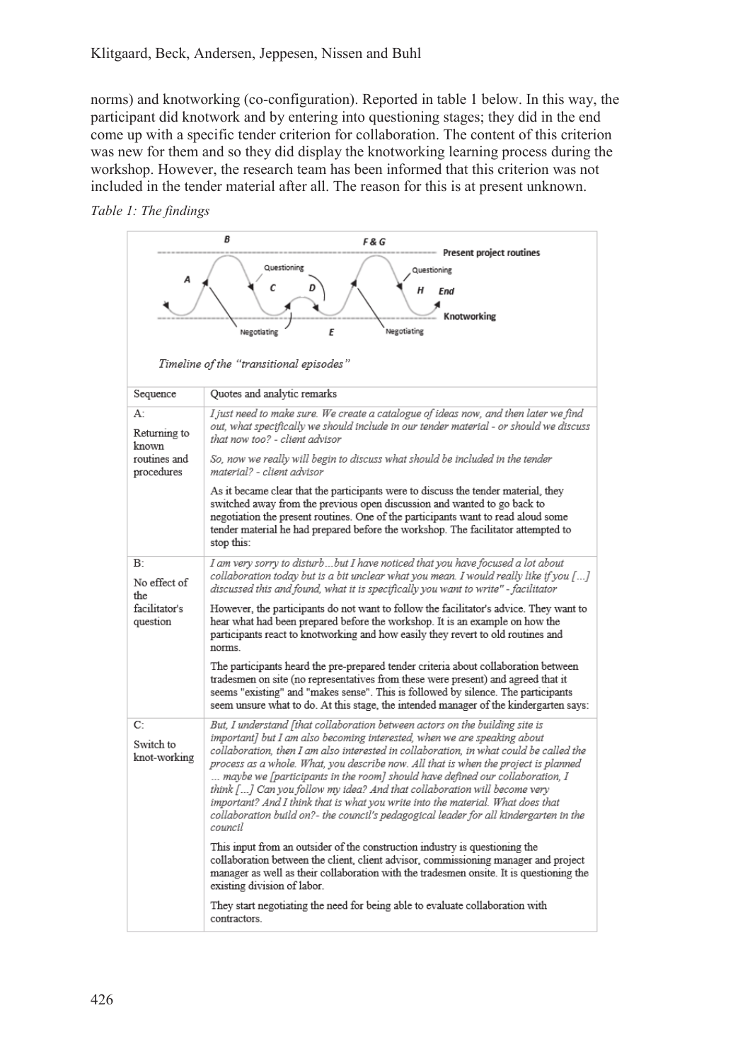norms) and knotworking (co-configuration). Reported in table 1 below. In this way, the participant did knotwork and by entering into questioning stages; they did in the end come up with a specific tender criterion for collaboration. The content of this criterion was new for them and so they did display the knotworking learning process during the workshop. However, the research team has been informed that this criterion was not included in the tender material after all. The reason for this is at present unknown.

*Table 1: The findings*

B F & G Present project routines Questioning Questioning A C D H End Knotworking Negotiating E Negotiating

*Timeline of the "transitional episodes"*

| Sequence | Quotes and analytic remarks |
|---|---|
| A: Returning to known routines and procedures | *I just need to make sure. We create a catalogue of ideas now, and then later we find out, what specifically we should include in our tender material - or should we discuss that now too? - client advisor*<br><br>*So, now we really will begin to discuss what should be included in the tender material? - client advisor*<br><br>As it became clear that the participants were to discuss the tender material, they switched away from the previous open discussion and wanted to go back to negotiation the present routines. One of the participants want to read aloud some tender material he had prepared before the workshop. The facilitator attempted to stop this: |
| B: No effect of the facilitator's question | *I am very sorry to disturb…but I have noticed that you have focused a lot about collaboration today but is a bit unclear what you mean. I would really like if you […] discussed this and found, what it is specifically you want to write" - facilitator*<br><br>However, the participants do not want to follow the facilitator's advice. They want to hear what had been prepared before the workshop. It is an example on how the participants react to knotworking and how easily they revert to old routines and norms.<br><br>The participants heard the pre-prepared tender criteria about collaboration between tradesmen on site (no representatives from these were present) and agreed that it seems "existing" and "makes sense". This is followed by silence. The participants seem unsure what to do. At this stage, the intended manager of the kindergarten says: |
| C: Switch to knot-working | *But, I understand [that collaboration between actors on the building site is important] but I am also becoming interested, when we are speaking about collaboration, then I am also interested in collaboration, in what could be called the process as a whole. What, you describe now. All that is when the project is planned … maybe we [participants in the room] should have defined our collaboration, I think […] Can you follow my idea? And that collaboration will become very important? And I think that is what you write into the material. What does that collaboration build on?- the council's pedagogical leader for all kindergarten in the council*<br><br>This input from an outsider of the construction industry is questioning the collaboration between the client, client advisor, commissioning manager and project manager as well as their collaboration with the tradesmen onsite. It is questioning the existing division of labor.<br><br>They start negotiating the need for being able to evaluate collaboration with contractors. |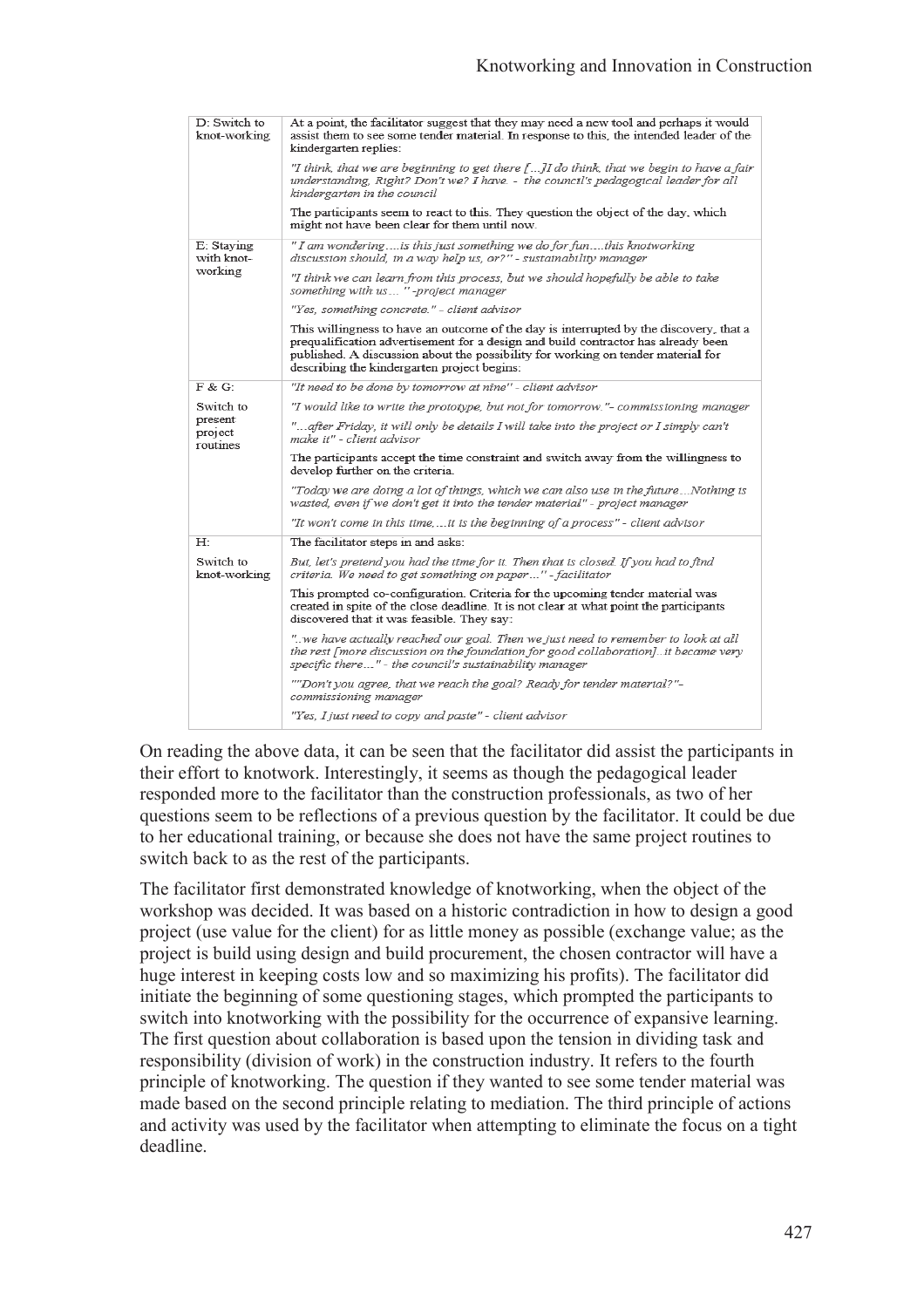| | |
|---|---|
| D: Switch to knot-working | At a point, the facilitator suggest that they may need a new tool and perhaps it would assist them to see some tender material. In response to this, the intended leader of the kindergarten replies:<br>*"I think, that we are beginning to get there [...]I do think, that we begin to have a fair understanding, Right? Don't we? I have. - the council's pedagogical leader for all kindergarten in the council*<br>The participants seem to react to this. They question the object of the day, which might not have been clear for them until now. |
| E: Staying with knot-working | *" I am wondering….is this just something we do for fun….this knotworking discussion should, in a way help us, or?" - sustainability manager*<br>*"I think we can learn from this process, but we should hopefully be able to take something with us… " -project manager*<br>*"Yes, something concrete." - client advisor*<br>This willingness to have an outcome of the day is interrupted by the discovery, that a prequalification advertisement for a design and build contractor has already been published. A discussion about the possibility for working on tender material for describing the kindergarten project begins: |
| F & G:<br>Switch to present project routines | *"It need to be done by tomorrow at nine" - client advisor*<br>*"I would like to write the prototype, but not for tomorrow."- commissioning manager*<br>*"…after Friday, it will only be details I will take into the project or I simply can't make it" - client advisor*<br>The participants accept the time constraint and switch away from the willingness to develop further on the criteria.<br>*"Today we are doing a lot of things, which we can also use in the future…Nothing is wasted, even if we don't get it into the tender material" - project manager*<br>*"It won't come in this time,…it is the beginning of a process" - client advisor* |
| H:<br>Switch to knot-working | The facilitator steps in and asks:<br>*But, let's pretend you had the time for it. Then that is closed. If you had to find criteria. We need to get something on paper…" - facilitator*<br>This prompted co-configuration. Criteria for the upcoming tender material was created in spite of the close deadline. It is not clear at what point the participants discovered that it was feasible. They say:<br>*"..we have actually reached our goal. Then we just need to remember to look at all the rest [more discussion on the foundation for good collaboration]..it became very specific there…" - the council's sustainability manager*<br>*""Don't you agree, that we reach the goal? Ready for tender material?"- commissioning manager*<br>*"Yes, I just need to copy and paste" - client advisor* |

On reading the above data, it can be seen that the facilitator did assist the participants in their effort to knotwork. Interestingly, it seems as though the pedagogical leader responded more to the facilitator than the construction professionals, as two of her questions seem to be reflections of a previous question by the facilitator. It could be due to her educational training, or because she does not have the same project routines to switch back to as the rest of the participants.

The facilitator first demonstrated knowledge of knotworking, when the object of the workshop was decided. It was based on a historic contradiction in how to design a good project (use value for the client) for as little money as possible (exchange value; as the project is build using design and build procurement, the chosen contractor will have a huge interest in keeping costs low and so maximizing his profits). The facilitator did initiate the beginning of some questioning stages, which prompted the participants to switch into knotworking with the possibility for the occurrence of expansive learning. The first question about collaboration is based upon the tension in dividing task and responsibility (division of work) in the construction industry. It refers to the fourth principle of knotworking. The question if they wanted to see some tender material was made based on the second principle relating to mediation. The third principle of actions and activity was used by the facilitator when attempting to eliminate the focus on a tight deadline.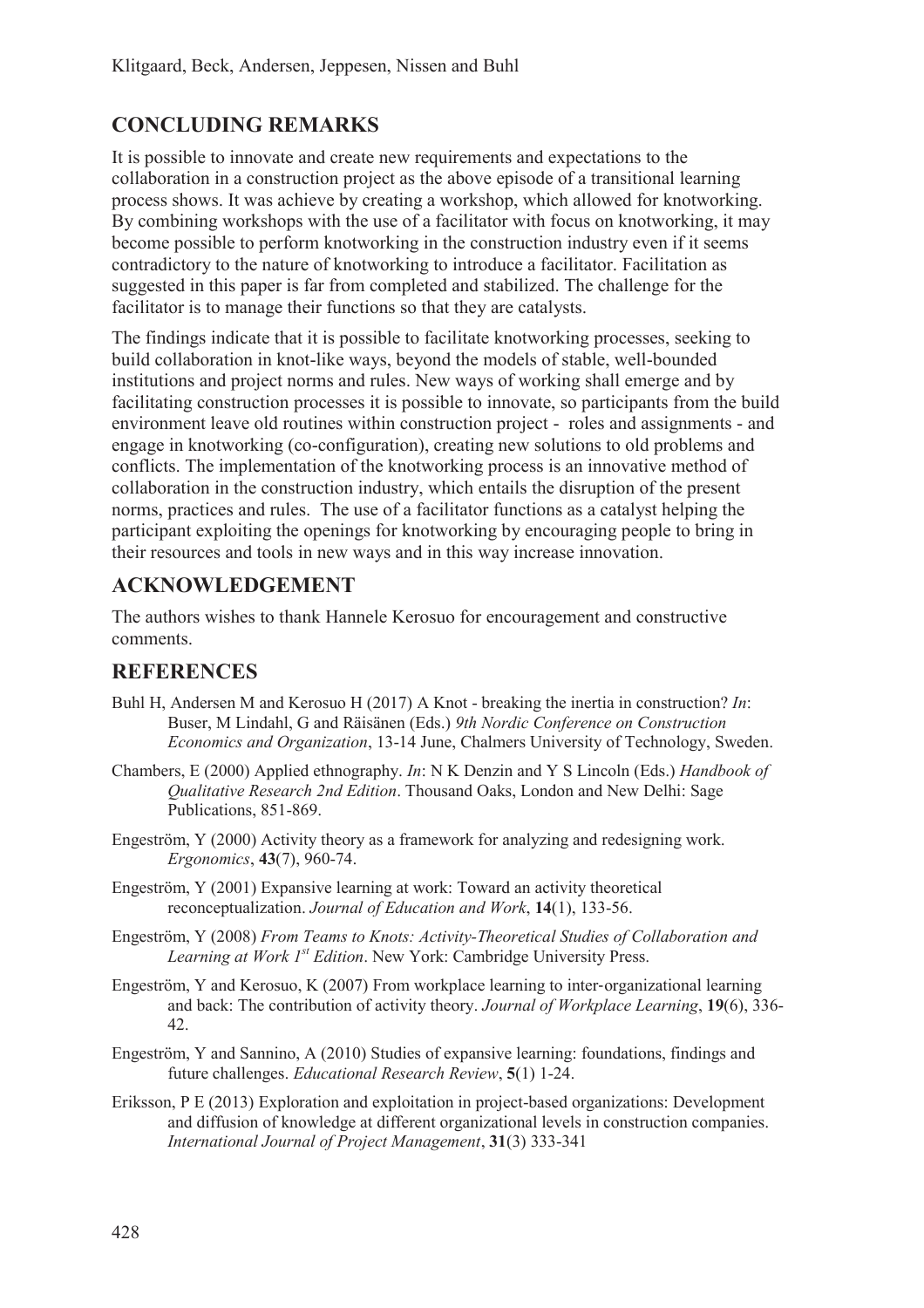## CONCLUDING REMARKS

It is possible to innovate and create new requirements and expectations to the collaboration in a construction project as the above episode of a transitional learning process shows. It was achieve by creating a workshop, which allowed for knotworking. By combining workshops with the use of a facilitator with focus on knotworking, it may become possible to perform knotworking in the construction industry even if it seems contradictory to the nature of knotworking to introduce a facilitator. Facilitation as suggested in this paper is far from completed and stabilized. The challenge for the facilitator is to manage their functions so that they are catalysts.

The findings indicate that it is possible to facilitate knotworking processes, seeking to build collaboration in knot-like ways, beyond the models of stable, well-bounded institutions and project norms and rules. New ways of working shall emerge and by facilitating construction processes it is possible to innovate, so participants from the build environment leave old routines within construction project - roles and assignments - and engage in knotworking (co-configuration), creating new solutions to old problems and conflicts. The implementation of the knotworking process is an innovative method of collaboration in the construction industry, which entails the disruption of the present norms, practices and rules. The use of a facilitator functions as a catalyst helping the participant exploiting the openings for knotworking by encouraging people to bring in their resources and tools in new ways and in this way increase innovation.

## ACKNOWLEDGEMENT

The authors wishes to thank Hannele Kerosuo for encouragement and constructive comments.

## REFERENCES

Buhl H, Andersen M and Kerosuo H (2017) A Knot - breaking the inertia in construction? *In*: Buser, M Lindahl, G and Räisänen (Eds.) *9th Nordic Conference on Construction Economics and Organization*, 13-14 June, Chalmers University of Technology, Sweden.

Chambers, E (2000) Applied ethnography. *In*: N K Denzin and Y S Lincoln (Eds.) *Handbook of Qualitative Research 2nd Edition*. Thousand Oaks, London and New Delhi: Sage Publications, 851-869.

Engeström, Y (2000) Activity theory as a framework for analyzing and redesigning work. *Ergonomics*, **43**(7), 960-74.

Engeström, Y (2001) Expansive learning at work: Toward an activity theoretical reconceptualization. *Journal of Education and Work*, **14**(1), 133-56.

Engeström, Y (2008) *From Teams to Knots: Activity-Theoretical Studies of Collaboration and Learning at Work 1st Edition*. New York: Cambridge University Press.

Engeström, Y and Kerosuo, K (2007) From workplace learning to inter-organizational learning and back: The contribution of activity theory. *Journal of Workplace Learning*, **19**(6), 336-42.

Engeström, Y and Sannino, A (2010) Studies of expansive learning: foundations, findings and future challenges. *Educational Research Review*, **5**(1) 1-24.

Eriksson, P E (2013) Exploration and exploitation in project-based organizations: Development and diffusion of knowledge at different organizational levels in construction companies. *International Journal of Project Management*, **31**(3) 333-341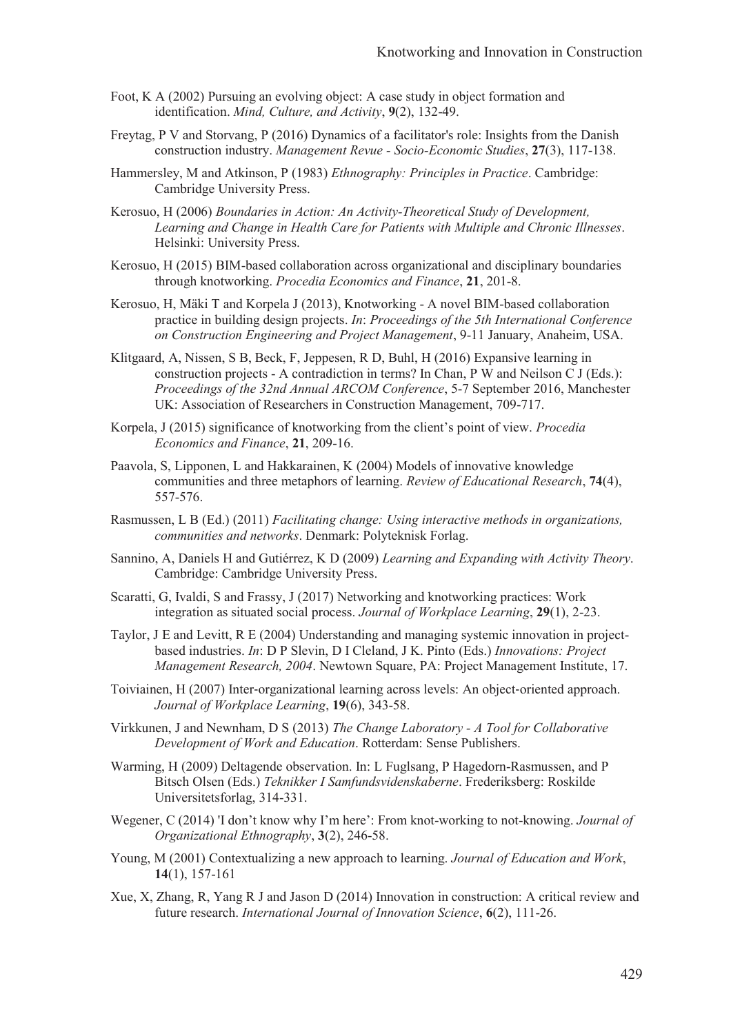Foot, K A (2002) Pursuing an evolving object: A case study in object formation and identification. *Mind, Culture, and Activity*, **9**(2), 132-49.

Freytag, P V and Storvang, P (2016) Dynamics of a facilitator's role: Insights from the Danish construction industry. *Management Revue - Socio-Economic Studies*, **27**(3), 117-138.

Hammersley, M and Atkinson, P (1983) *Ethnography: Principles in Practice*. Cambridge: Cambridge University Press.

Kerosuo, H (2006) *Boundaries in Action: An Activity-Theoretical Study of Development, Learning and Change in Health Care for Patients with Multiple and Chronic Illnesses*. Helsinki: University Press.

Kerosuo, H (2015) BIM-based collaboration across organizational and disciplinary boundaries through knotworking. *Procedia Economics and Finance*, **21**, 201-8.

Kerosuo, H, Mäki T and Korpela J (2013), Knotworking - A novel BIM-based collaboration practice in building design projects. *In*: *Proceedings of the 5th International Conference on Construction Engineering and Project Management*, 9-11 January, Anaheim, USA.

Klitgaard, A, Nissen, S B, Beck, F, Jeppesen, R D, Buhl, H (2016) Expansive learning in construction projects - A contradiction in terms? In Chan, P W and Neilson C J (Eds.): *Proceedings of the 32nd Annual ARCOM Conference*, 5-7 September 2016, Manchester UK: Association of Researchers in Construction Management, 709-717.

Korpela, J (2015) significance of knotworking from the client's point of view. *Procedia Economics and Finance*, **21**, 209-16.

Paavola, S, Lipponen, L and Hakkarainen, K (2004) Models of innovative knowledge communities and three metaphors of learning. *Review of Educational Research*, **74**(4), 557-576.

Rasmussen, L B (Ed.) (2011) *Facilitating change: Using interactive methods in organizations, communities and networks*. Denmark: Polyteknisk Forlag.

Sannino, A, Daniels H and Gutiérrez, K D (2009) *Learning and Expanding with Activity Theory*. Cambridge: Cambridge University Press.

Scaratti, G, Ivaldi, S and Frassy, J (2017) Networking and knotworking practices: Work integration as situated social process. *Journal of Workplace Learning*, **29**(1), 2-23.

Taylor, J E and Levitt, R E (2004) Understanding and managing systemic innovation in project-based industries. *In*: D P Slevin, D I Cleland, J K. Pinto (Eds.) *Innovations: Project Management Research, 2004*. Newtown Square, PA: Project Management Institute, 17.

Toiviainen, H (2007) Inter-organizational learning across levels: An object-oriented approach. *Journal of Workplace Learning*, **19**(6), 343-58.

Virkkunen, J and Newnham, D S (2013) *The Change Laboratory - A Tool for Collaborative Development of Work and Education*. Rotterdam: Sense Publishers.

Warming, H (2009) Deltagende observation. In: L Fuglsang, P Hagedorn-Rasmussen, and P Bitsch Olsen (Eds.) *Teknikker I Samfundsvidenskaberne*. Frederiksberg: Roskilde Universitetsforlag, 314-331.

Wegener, C (2014) 'I don't know why I'm here': From knot-working to not-knowing. *Journal of Organizational Ethnography*, **3**(2), 246-58.

Young, M (2001) Contextualizing a new approach to learning. *Journal of Education and Work*, **14**(1), 157-161

Xue, X, Zhang, R, Yang R J and Jason D (2014) Innovation in construction: A critical review and future research. *International Journal of Innovation Science*, **6**(2), 111-26.